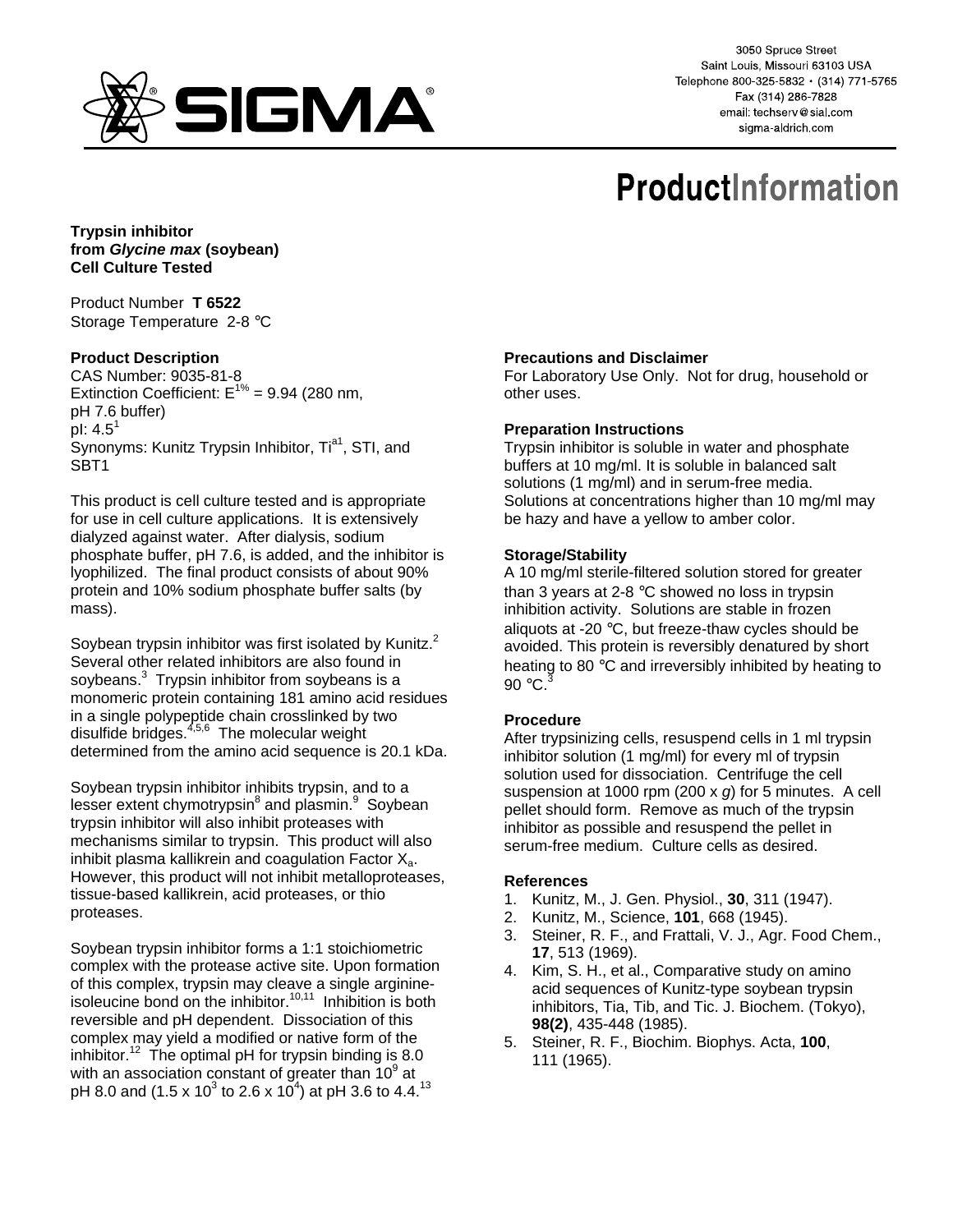SIGMA

3050 Spruce Street
Saint Louis, Missouri 63103 USA
Telephone 800-325-5832 • (314) 771-5765
Fax (314) 286-7828
email: techserv@sial.com
sigma-aldrich.com

# ProductInformation

**Trypsin inhibitor**
**from *Glycine max* (soybean)**
**Cell Culture Tested**

Product Number **T 6522**
Storage Temperature 2-8 °C

## Product Description

CAS Number: 9035-81-8
Extinction Coefficient: $E^{1\%} = 9.94$ (280 nm, pH 7.6 buffer)
pI: 4.5[1]
Synonyms: Kunitz Trypsin Inhibitor, $Ti^{a1}$, STI, and SBT1

This product is cell culture tested and is appropriate for use in cell culture applications. It is extensively dialyzed against water. After dialysis, sodium phosphate buffer, pH 7.6, is added, and the inhibitor is lyophilized. The final product consists of about 90% protein and 10% sodium phosphate buffer salts (by mass).

Soybean trypsin inhibitor was first isolated by Kunitz.[2] Several other related inhibitors are also found in soybeans.[3] Trypsin inhibitor from soybeans is a monomeric protein containing 181 amino acid residues in a single polypeptide chain crosslinked by two disulfide bridges.[4,5,6] The molecular weight determined from the amino acid sequence is 20.1 kDa.

Soybean trypsin inhibitor inhibits trypsin, and to a lesser extent chymotrypsin[8] and plasmin.[9] Soybean trypsin inhibitor will also inhibit proteases with mechanisms similar to trypsin. This product will also inhibit plasma kallikrein and coagulation Factor $X_a$. However, this product will not inhibit metalloproteases, tissue-based kallikrein, acid proteases, or thio proteases.

Soybean trypsin inhibitor forms a 1:1 stoichiometric complex with the protease active site. Upon formation of this complex, trypsin may cleave a single arginine-isoleucine bond on the inhibitor.[10,11] Inhibition is both reversible and pH dependent. Dissociation of this complex may yield a modified or native form of the inhibitor.[12] The optimal pH for trypsin binding is 8.0 with an association constant of greater than $10^9$ at pH 8.0 and ($1.5 \times 10^3$ to $2.6 \times 10^4$) at pH 3.6 to 4.4.[13]

## Precautions and Disclaimer

For Laboratory Use Only. Not for drug, household or other uses.

## Preparation Instructions

Trypsin inhibitor is soluble in water and phosphate buffers at 10 mg/ml. It is soluble in balanced salt solutions (1 mg/ml) and in serum-free media. Solutions at concentrations higher than 10 mg/ml may be hazy and have a yellow to amber color.

## Storage/Stability

A 10 mg/ml sterile-filtered solution stored for greater than 3 years at 2-8 °C showed no loss in trypsin inhibition activity. Solutions are stable in frozen aliquots at -20 °C, but freeze-thaw cycles should be avoided. This protein is reversibly denatured by short heating to 80 °C and irreversibly inhibited by heating to 90 °C.[3]

## Procedure

After trypsinizing cells, resuspend cells in 1 ml trypsin inhibitor solution (1 mg/ml) for every ml of trypsin solution used for dissociation. Centrifuge the cell suspension at 1000 rpm (200 x *g*) for 5 minutes. A cell pellet should form. Remove as much of the trypsin inhibitor as possible and resuspend the pellet in serum-free medium. Culture cells as desired.

## References

1. Kunitz, M., J. Gen. Physiol., **30**, 311 (1947).
2. Kunitz, M., Science, **101**, 668 (1945).
3. Steiner, R. F., and Frattali, V. J., Agr. Food Chem., **17**, 513 (1969).
4. Kim, S. H., et al., Comparative study on amino acid sequences of Kunitz-type soybean trypsin inhibitors, Tia, Tib, and Tic. J. Biochem. (Tokyo), **98(2)**, 435-448 (1985).
5. Steiner, R. F., Biochim. Biophys. Acta, **100**, 111 (1965).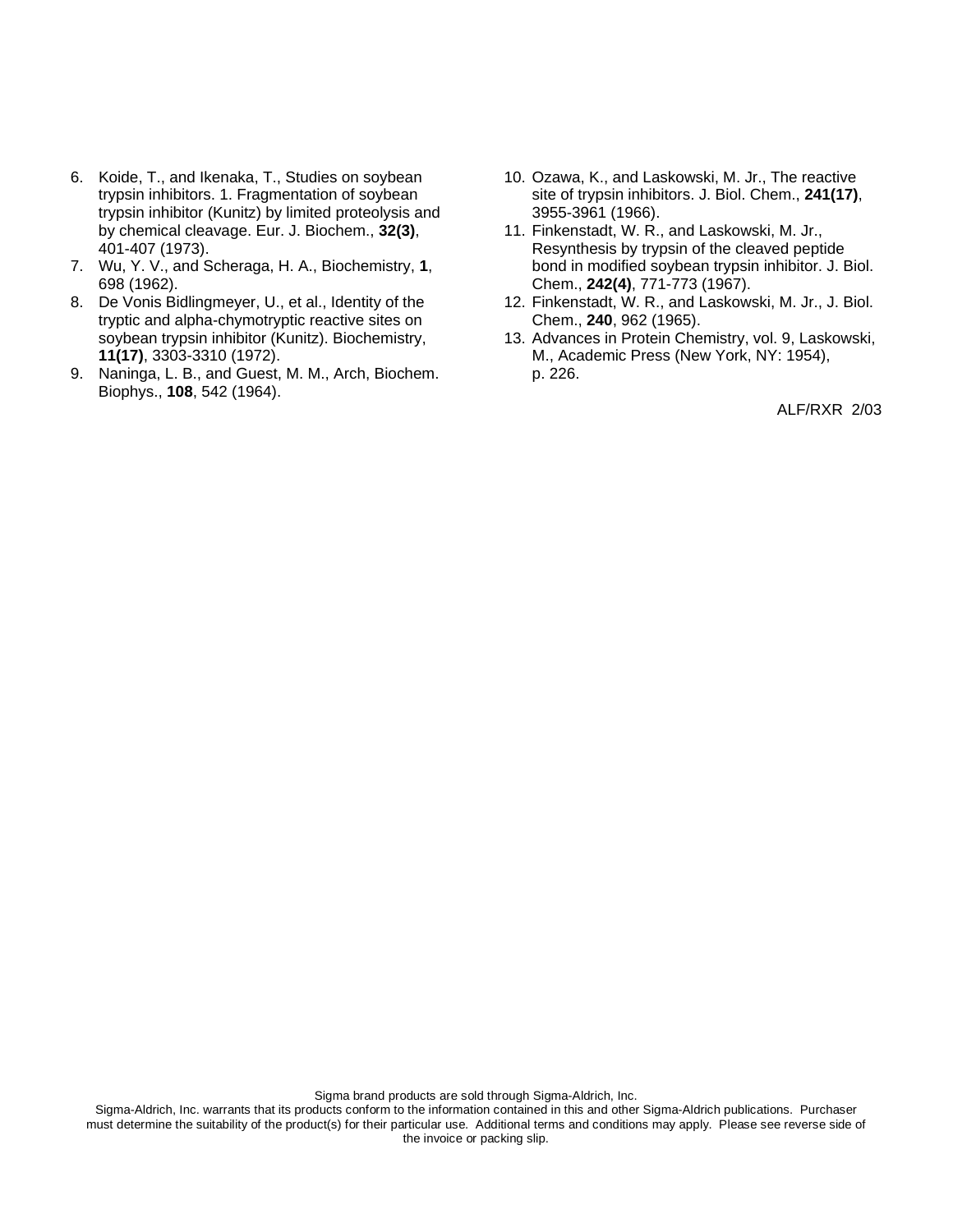6. Koide, T., and Ikenaka, T., Studies on soybean trypsin inhibitors. 1. Fragmentation of soybean trypsin inhibitor (Kunitz) by limited proteolysis and by chemical cleavage. Eur. J. Biochem., **32(3)**, 401-407 (1973).
7. Wu, Y. V., and Scheraga, H. A., Biochemistry, **1**, 698 (1962).
8. De Vonis Bidlingmeyer, U., et al., Identity of the tryptic and alpha-chymotryptic reactive sites on soybean trypsin inhibitor (Kunitz). Biochemistry, **11(17)**, 3303-3310 (1972).
9. Naninga, L. B., and Guest, M. M., Arch, Biochem. Biophys., **108**, 542 (1964).
10. Ozawa, K., and Laskowski, M. Jr., The reactive site of trypsin inhibitors. J. Biol. Chem., **241(17)**, 3955-3961 (1966).
11. Finkenstadt, W. R., and Laskowski, M. Jr., Resynthesis by trypsin of the cleaved peptide bond in modified soybean trypsin inhibitor. J. Biol. Chem., **242(4)**, 771-773 (1967).
12. Finkenstadt, W. R., and Laskowski, M. Jr., J. Biol. Chem., **240**, 962 (1965).
13. Advances in Protein Chemistry, vol. 9, Laskowski, M., Academic Press (New York, NY: 1954), p. 226.

ALF/RXR 2/03

Sigma brand products are sold through Sigma-Aldrich, Inc.
Sigma-Aldrich, Inc. warrants that its products conform to the information contained in this and other Sigma-Aldrich publications. Purchaser must determine the suitability of the product(s) for their particular use. Additional terms and conditions may apply. Please see reverse side of the invoice or packing slip.